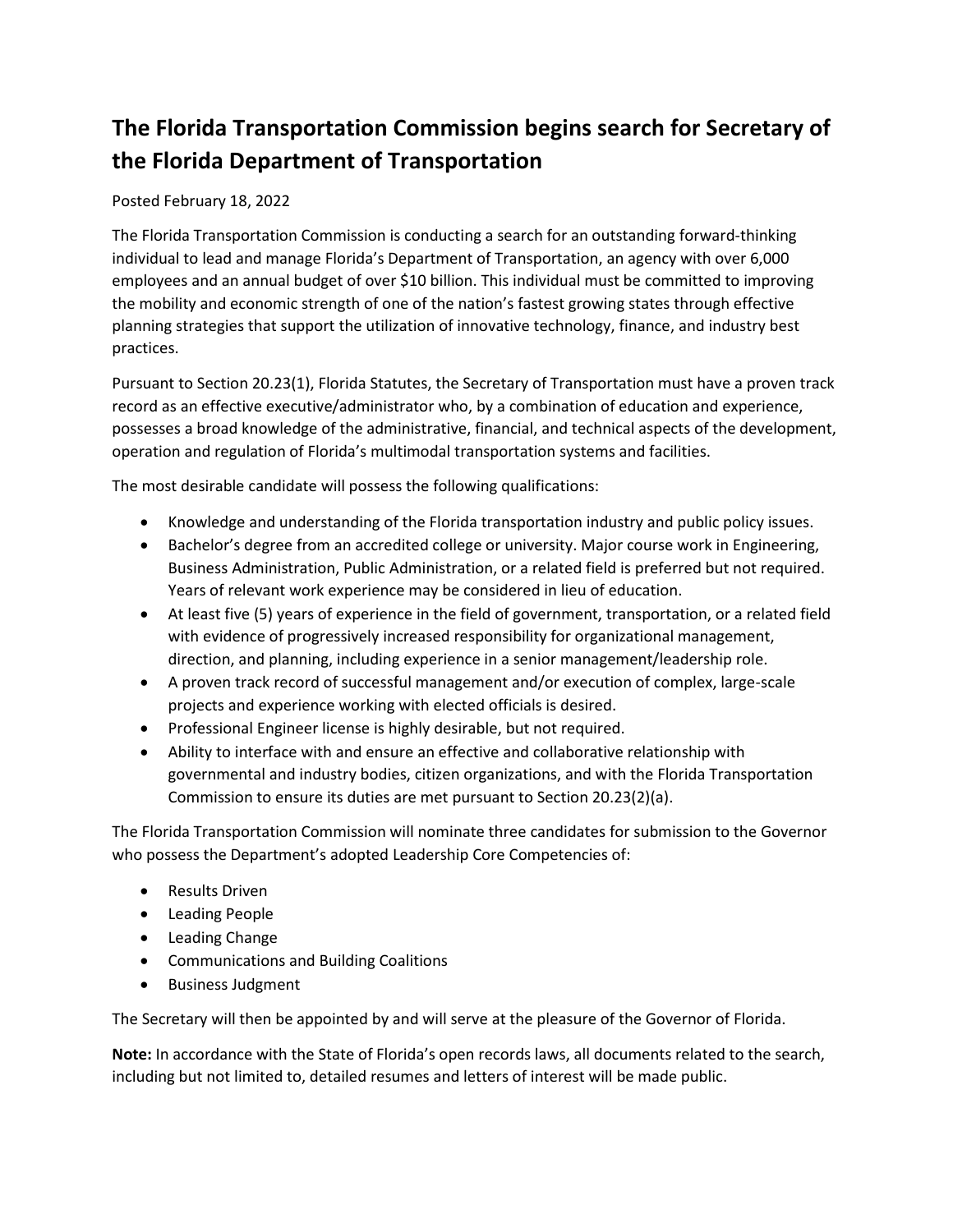# The Florida Transportation Commission begins search for Secretary of the Florida Department of Transportation

Posted February 18, 2022

The Florida Transportation Commission is conducting a search for an outstanding forward-thinking individual to lead and manage Florida's Department of Transportation, an agency with over 6,000 employees and an annual budget of over $10 billion. This individual must be committed to improving the mobility and economic strength of one of the nation's fastest growing states through effective planning strategies that support the utilization of innovative technology, finance, and industry best practices.

Pursuant to Section 20.23(1), Florida Statutes, the Secretary of Transportation must have a proven track record as an effective executive/administrator who, by a combination of education and experience, possesses a broad knowledge of the administrative, financial, and technical aspects of the development, operation and regulation of Florida's multimodal transportation systems and facilities.

The most desirable candidate will possess the following qualifications:

- Knowledge and understanding of the Florida transportation industry and public policy issues.
- Bachelor's degree from an accredited college or university. Major course work in Engineering, Business Administration, Public Administration, or a related field is preferred but not required. Years of relevant work experience may be considered in lieu of education.
- At least five (5) years of experience in the field of government, transportation, or a related field with evidence of progressively increased responsibility for organizational management, direction, and planning, including experience in a senior management/leadership role.
- A proven track record of successful management and/or execution of complex, large-scale projects and experience working with elected officials is desired.
- Professional Engineer license is highly desirable, but not required.
- Ability to interface with and ensure an effective and collaborative relationship with governmental and industry bodies, citizen organizations, and with the Florida Transportation Commission to ensure its duties are met pursuant to Section 20.23(2)(a).

The Florida Transportation Commission will nominate three candidates for submission to the Governor who possess the Department's adopted Leadership Core Competencies of:

- Results Driven
- Leading People
- Leading Change
- Communications and Building Coalitions
- Business Judgment

The Secretary will then be appointed by and will serve at the pleasure of the Governor of Florida.

**Note:** In accordance with the State of Florida's open records laws, all documents related to the search, including but not limited to, detailed resumes and letters of interest will be made public.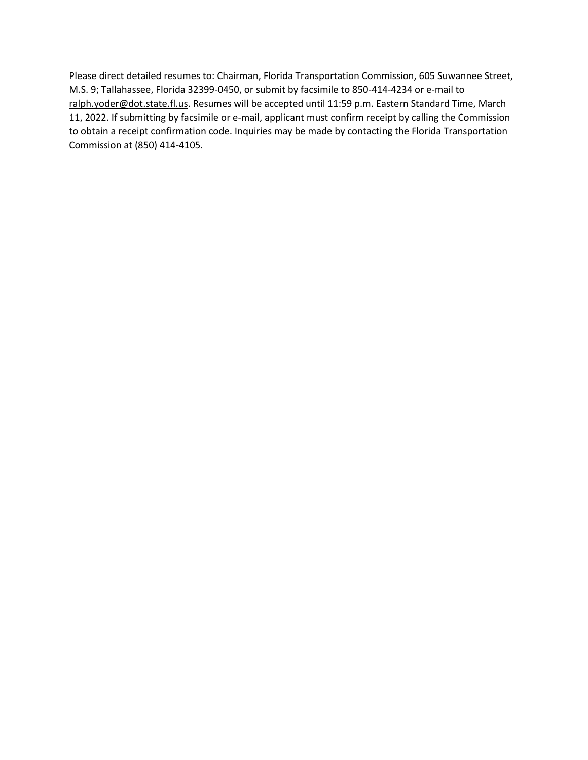Please direct detailed resumes to: Chairman, Florida Transportation Commission, 605 Suwannee Street, M.S. 9; Tallahassee, Florida 32399-0450, or submit by facsimile to 850-414-4234 or e-mail to ralph.yoder@dot.state.fl.us. Resumes will be accepted until 11:59 p.m. Eastern Standard Time, March 11, 2022. If submitting by facsimile or e-mail, applicant must confirm receipt by calling the Commission to obtain a receipt confirmation code. Inquiries may be made by contacting the Florida Transportation Commission at (850) 414-4105.